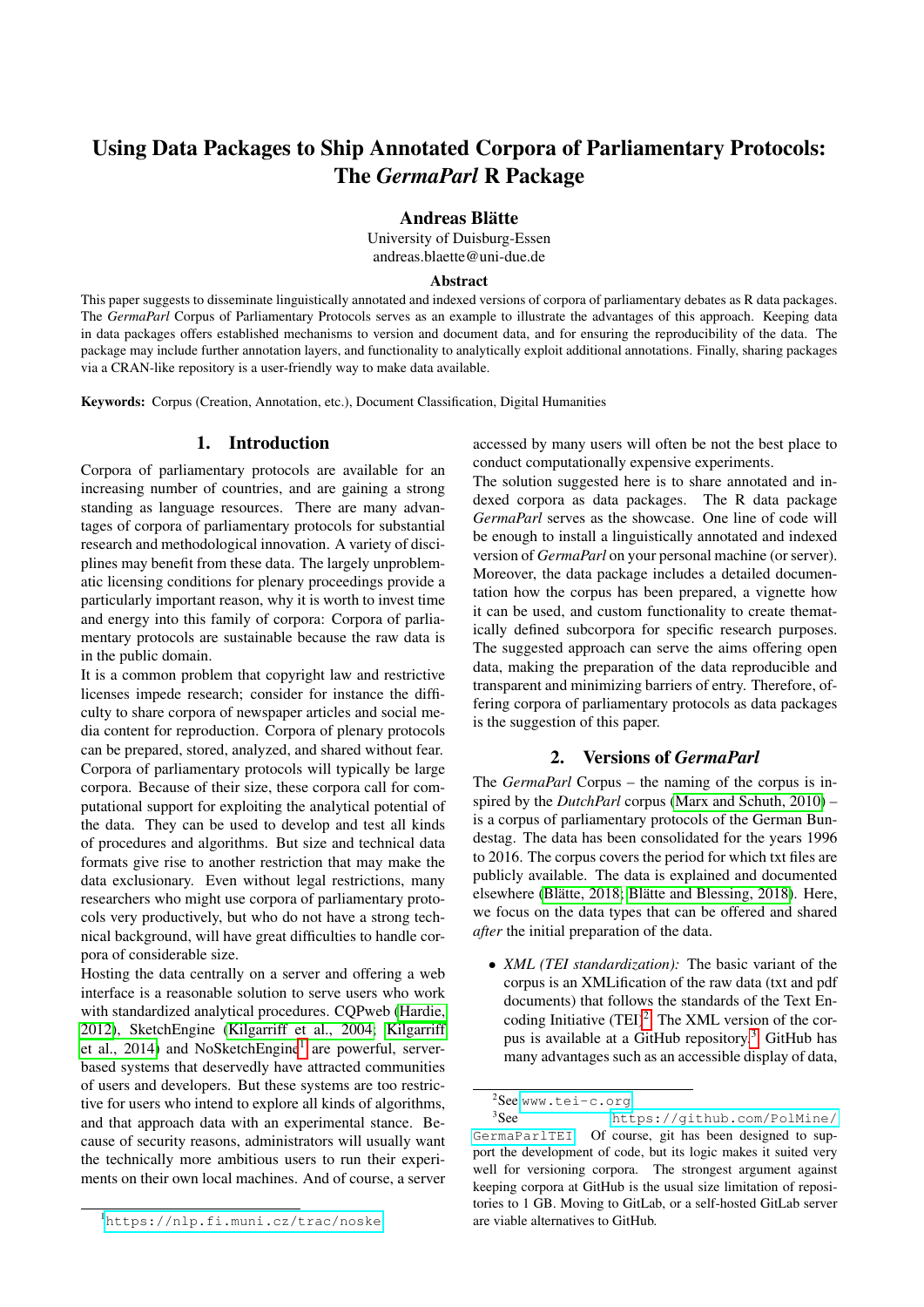# Using Data Packages to Ship Annotated Corpora of Parliamentary Protocols: The *GermaParl* R Package

**Andreas Blätte**

University of Duisburg-Essen
andreas.blaette@uni-due.de

### Abstract

This paper suggests to disseminate linguistically annotated and indexed versions of corpora of parliamentary debates as R data packages. The *GermaParl* Corpus of Parliamentary Protocols serves as an example to illustrate the advantages of this approach. Keeping data in data packages offers established mechanisms to version and document data, and for ensuring the reproducibility of the data. The package may include further annotation layers, and functionality to analytically exploit additional annotations. Finally, sharing packages via a CRAN-like repository is a user-friendly way to make data available.

**Keywords:** Corpus (Creation, Annotation, etc.), Document Classification, Digital Humanities

## 1. Introduction

Corpora of parliamentary protocols are available for an increasing number of countries, and are gaining a strong standing as language resources. There are many advantages of corpora of parliamentary protocols for substantial research and methodological innovation. A variety of disciplines may benefit from these data. The largely unproblematic licensing conditions for plenary proceedings provide a particularly important reason, why it is worth to invest time and energy into this family of corpora: Corpora of parliamentary protocols are sustainable because the raw data is in the public domain.

It is a common problem that copyright law and restrictive licenses impede research; consider for instance the difficulty to share corpora of newspaper articles and social media content for reproduction. Corpora of plenary protocols can be prepared, stored, analyzed, and shared without fear.

Corpora of parliamentary protocols will typically be large corpora. Because of their size, these corpora call for computational support for exploiting the analytical potential of the data. They can be used to develop and test all kinds of procedures and algorithms. But size and technical data formats give rise to another restriction that may make the data exclusionary. Even without legal restrictions, many researchers who might use corpora of parliamentary protocols very productively, but who do not have a strong technical background, will have great difficulties to handle corpora of considerable size.

Hosting the data centrally on a server and offering a web interface is a reasonable solution to serve users who work with standardized analytical procedures. CQPweb (Hardie, 2012), SketchEngine (Kilgarriff et al., 2004; Kilgarriff et al., 2014) and NoSketchEngine[1] are powerful, server-based systems that deservedly have attracted communities of users and developers. But these systems are too restrictive for users who intend to explore all kinds of algorithms, and that approach data with an experimental stance. Because of security reasons, administrators will usually want the technically more ambitious users to run their experiments on their own local machines. And of course, a server accessed by many users will often be not the best place to conduct computationally expensive experiments.

The solution suggested here is to share annotated and indexed corpora as data packages. The R data package *GermaParl* serves as the showcase. One line of code will be enough to install a linguistically annotated and indexed version of *GermaParl* on your personal machine (or server). Moreover, the data package includes a detailed documentation how the corpus has been prepared, a vignette how it can be used, and custom functionality to create thematically defined subcorpora for specific research purposes. The suggested approach can serve the aims offering open data, making the preparation of the data reproducible and transparent and minimizing barriers of entry. Therefore, offering corpora of parliamentary protocols as data packages is the suggestion of this paper.

## 2. Versions of *GermaParl*

The *GermaParl* Corpus – the naming of the corpus is inspired by the *DutchParl* corpus (Marx and Schuth, 2010) – is a corpus of parliamentary protocols of the German Bundestag. The data has been consolidated for the years 1996 to 2016. The corpus covers the period for which txt files are publicly available. The data is explained and documented elsewhere (Blätte, 2018; Blätte and Blessing, 2018). Here, we focus on the data types that can be offered and shared *after* the initial preparation of the data.

- *XML (TEI standardization):* The basic variant of the corpus is an XMLification of the raw data (txt and pdf documents) that follows the standards of the Text Encoding Initiative (TEI)[2]. The XML version of the corpus is available at a GitHub repository.[3] GitHub has many advantages such as an accessible display of data,

---

[1] https://nlp.fi.muni.cz/trac/noske

[2] See www.tei-c.org

[3] See https://github.com/PolMine/GermaParlTEI. Of course, git has been designed to support the development of code, but its logic makes it suited very well for versioning corpora. The strongest argument against keeping corpora at GitHub is the usual size limitation of repositories to 1 GB. Moving to GitLab, or a self-hosted GitLab server are viable alternatives to GitHub.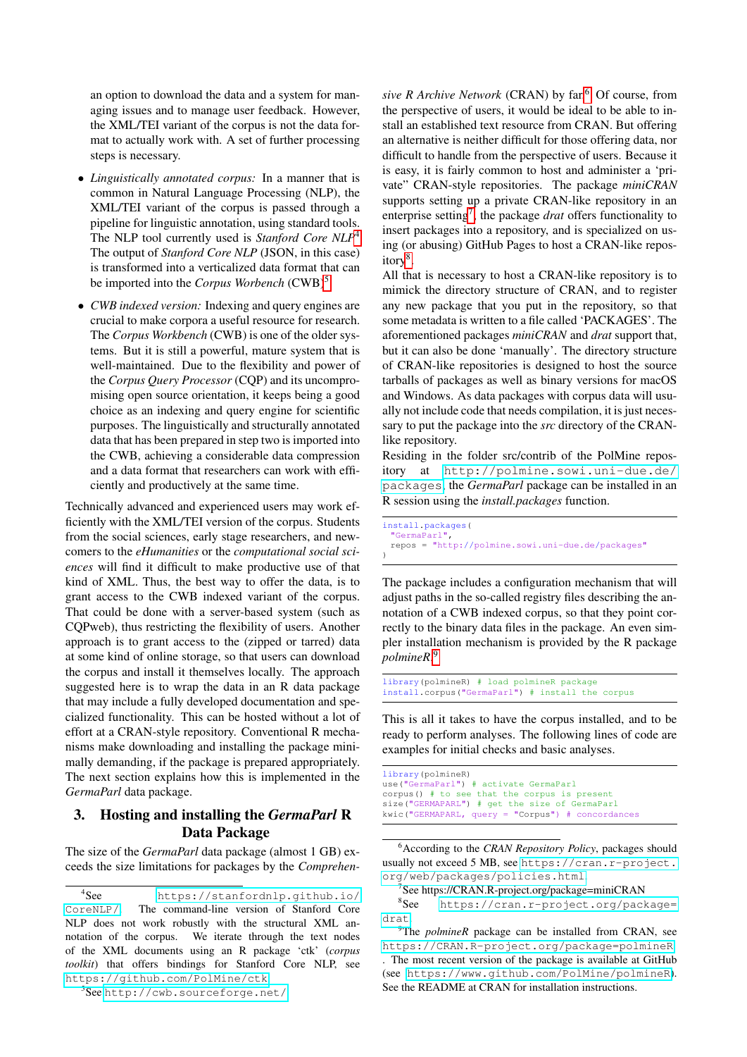an option to download the data and a system for managing issues and to manage user feedback. However, the XML/TEI variant of the corpus is not the data format to actually work with. A set of further processing steps is necessary.

- *Linguistically annotated corpus:* In a manner that is common in Natural Language Processing (NLP), the XML/TEI variant of the corpus is passed through a pipeline for linguistic annotation, using standard tools. The NLP tool currently used is *Stanford Core NLP*[4]. The output of *Stanford Core NLP* (JSON, in this case) is transformed into a verticalized data format that can be imported into the *Corpus Worbench* (CWB)[5].

- *CWB indexed version:* Indexing and query engines are crucial to make corpora a useful resource for research. The *Corpus Workbench* (CWB) is one of the older systems. But it is still a powerful, mature system that is well-maintained. Due to the flexibility and power of the *Corpus Query Processor* (CQP) and its uncompromising open source orientation, it keeps being a good choice as an indexing and query engine for scientific purposes. The linguistically and structurally annotated data that has been prepared in step two is imported into the CWB, achieving a considerable data compression and a data format that researchers can work with efficiently and productively at the same time.

Technically advanced and experienced users may work efficiently with the XML/TEI version of the corpus. Students from the social sciences, early stage researchers, and newcomers to the *eHumanities* or the *computational social sciences* will find it difficult to make productive use of that kind of XML. Thus, the best way to offer the data, is to grant access to the CWB indexed variant of the corpus. That could be done with a server-based system (such as CQPweb), thus restricting the flexibility of users. Another approach is to grant access to the (zipped or tarred) data at some kind of online storage, so that users can download the corpus and install it themselves locally. The approach suggested here is to wrap the data in an R data package that may include a fully developed documentation and specialized functionality. This can be hosted without a lot of effort at a CRAN-style repository. Conventional R mechanisms make downloading and installing the package minimally demanding, if the package is prepared appropriately. The next section explains how this is implemented in the *GermaParl* data package.

## 3. Hosting and installing the *GermaParl* R Data Package

The size of the *GermaParl* data package (almost 1 GB) exceeds the size limitations for packages by the *Comprehensive R Archive Network* (CRAN) by far[6]. Of course, from the perspective of users, it would be ideal to be able to install an established trust resource from CRAN. But offering an alternative is neither difficult for those offering data, nor difficult to handle from the perspective of users. Because it is easy, it is fairly common to host and administer a 'private" CRAN-style repositories. The package *miniCRAN* supports setting up a private CRAN-like repository in an enterprise setting[7], the package *drat* offers functionality to insert packages into a repository, and is specialized on using (or abusing) GitHub Pages to host a CRAN-like repository[8].

All that is necessary to host a CRAN-like repository is to mimick the directory structure of CRAN, and to register any new package that you put in the repository, so that some metadata is written to a file called 'PACKAGES'. The aforementioned packages *miniCRAN* and *drat* support that, but it can also be done 'manually'. The directory structure of CRAN-like repositories is designed to host the source tarballs of packages as well as binary versions for macOS and Windows. As data packages with corpus data will usually not include code that needs compilation, it is just necessary to put the package into the *src* directory of the CRAN-like repository.

Residing in the folder src/contrib of the PolMine repository at http://polmine.sowi.uni-due.de/packages, the *GermaParl* package can be installed in an R session using the *install.packages* function.

```
install.packages(
  "GermaParl",
  repos = "http://polmine.sowi.uni-due.de/packages"
)
```

The package includes a configuration mechanism that will adjust paths in the so-called registry files describing the annotation of a CWB indexed corpus, so that they point correctly to the binary data files in the package. An even simpler installation mechanism is provided by the R package *polmineR*.[9]

```
library(polmineR) # load polmineR package
install.corpus("GermaParl") # install the corpus
```

This is all it takes to have the corpus installed, and to be ready to perform analyses. The following lines of code are examples for initial checks and basic analyses.

```
library(polmineR)
use("GermaParl") # activate GermaParl
corpus() # to see that the corpus is present
size("GERMAPARL") # get the size of GermaParl
kwic("GERMAPARL, query = "Corpus") # concordances
```

[4] See https://stanfordnlp.github.io/CoreNLP/. The command-line version of Stanford Core NLP does not work robustly with the structural XML annotation of the corpus. We iterate through the text nodes of the XML documents using an R package 'ctk' (*corpus toolkit*) that offers bindings for Stanford Core NLP, see https://github.com/PolMine/ctk

[5] See http://cwb.sourceforge.net/

[6] According to the *CRAN Repository Policy*, packages should usually not exceed 5 MB, see https://cran.r-project.org/web/packages/policies.html

[7] See https://CRAN.R-project.org/package=miniCRAN

[8] See https://cran.r-project.org/package=drat

[9] The *polmineR* package can be installed from CRAN, see https://CRAN.R-project.org/package=polmineR. The most recent version of the package is available at GitHub (see https://www.github.com/PolMine/polmineR). See the README at CRAN for installation instructions.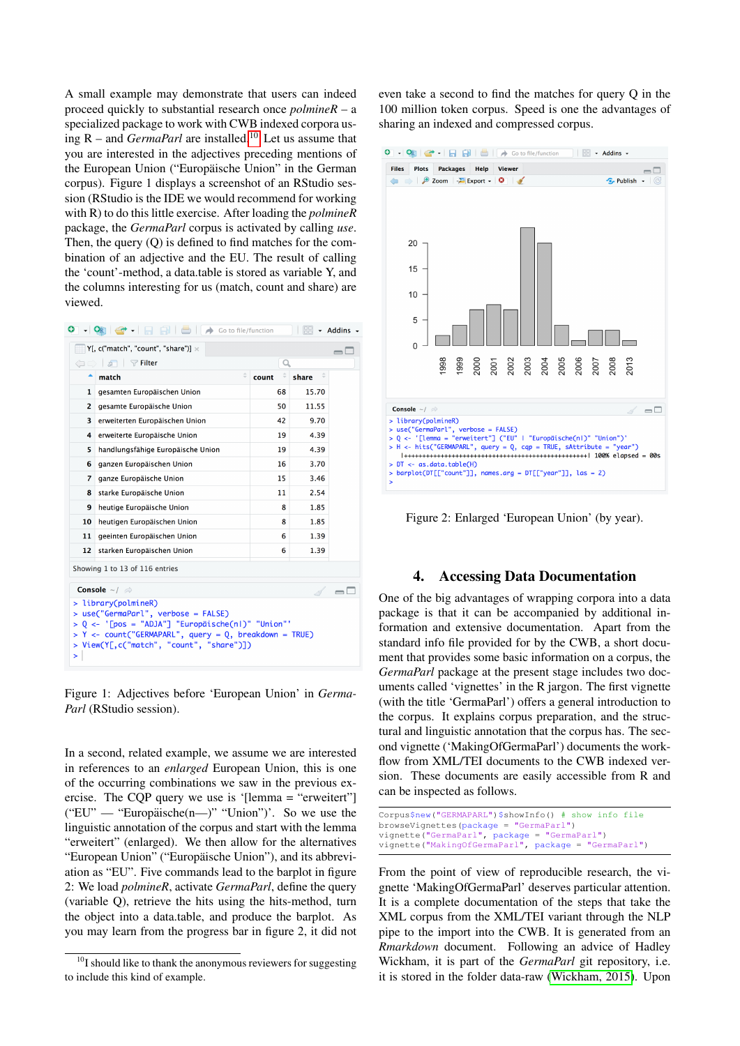A small example may demonstrate that users can indeed proceed quickly to substantial research once *polmineR* – a specialized package to work with CWB indexed corpora using R – and *GermaParl* are installed.[10] Let us assume that you are interested in the adjectives preceding mentions of the European Union ("Europäische Union" in the German corpus). Figure 1 displays a screenshot of an RStudio session (RStudio is the IDE we would recommend for working with R) to do this little exercise. After loading the *polmineR* package, the *GermaParl* corpus is activated by calling *use*. Then, the query (Q) is defined to find matches for the combination of an adjective and the EU. The result of calling the 'count'-method, a data.table is stored as variable Y, and the columns interesting for us (match, count and share) are viewed.

| | match | count | share |
|---|---|---|---|
| 1 | gesamten Europäischen Union | 68 | 15.70 |
| 2 | gesamte Europäische Union | 50 | 11.55 |
| 3 | erweiterten Europäischen Union | 42 | 9.70 |
| 4 | erweiterte Europäische Union | 19 | 4.39 |
| 5 | handlungsfähige Europäische Union | 19 | 4.39 |
| 6 | ganzen Europäischen Union | 16 | 3.70 |
| 7 | ganze Europäische Union | 15 | 3.46 |
| 8 | starke Europäische Union | 11 | 2.54 |
| 9 | heutige Europäische Union | 8 | 1.85 |
| 10 | heutigen Europäischen Union | 8 | 1.85 |
| 11 | geeinten Europäischen Union | 6 | 1.39 |
| 12 | starken Europäischen Union | 6 | 1.39 |

Showing 1 to 13 of 116 entries

```
> library(polmineR)
> use("GermaParl", verbose = FALSE)
> Q <- '[pos = "ADJA"] "Europäische(n|)" "Union"'
> Y <- count("GERMAPARL", query = Q, breakdown = TRUE)
> View(Y[,c("match", "count", "share")])
```

Figure 1: Adjectives before 'European Union' in *GermaParl* (RStudio session).

In a second, related example, we assume we are interested in references to an *enlarged* European Union, this is one of the occurring combinations we saw in the previous exercise. The CQP query we use is '[lemma = "erweitert"] ("EU" — "Europäische(n—)" "Union")'. So we use the linguistic annotation of the corpus and start with the lemma "erweitert" (enlarged). We then allow for the alternatives "European Union" ("Europäische Union"), and its abbreviation as "EU". Five commands lead to the barplot in figure 2: We load *polmineR*, activate *GermaParl*, define the query (variable Q), retrieve the hits using the hits-method, turn the object into a data.table, and produce the barplot. As you may learn from the progress bar in figure 2, it did not even take a second to find the matches for query Q in the 100 million token corpus. Speed is one the advantages of sharing an indexed and compressed corpus.

```
> library(polmineR)
> use("GermaParl", verbose = FALSE)
> Q <- '[lemma = "erweitert"] ("EU" | "Europäische(n|)" "Union")'
> H <- hits("GERMAPARL", query = Q, cap = TRUE, sAttribute = "year")
  |++++++++++++++++++++++++++++++++++++++++++++++++++| 100% elapsed = 00s
> DT <- as.data.table(H)
> barplot(DT[["count"]], names.arg = DT[["year"]], las = 2)
```

Figure 2: Enlarged 'European Union' (by year).

## 4. Accessing Data Documentation

One of the big advantages of wrapping corpora into a data package is that it can be accompanied by additional information and extensive documentation. Apart from the standard info file provided for by the CWB, a short document that provides some basic information on a corpus, the *GermaParl* package at the present stage includes two documents called 'vignettes' in the R jargon. The first vignette (with the title 'GermaParl') offers a general introduction to the corpus. It explains corpus preparation, and the structural and linguistic annotation that the corpus has. The second vignette ('MakingOfGermaParl') documents the workflow from XML/TEI documents to the CWB indexed version. These documents are easily accessible from R and can be inspected as follows.

```
Corpus$new("GERMAPARL")$showInfo() # show info file
browseVignettes(package = "GermaParl")
vignette("GermaParl", package = "GermaParl")
vignette("MakingOfGermaParl", package = "GermaParl")
```

From the point of view of reproducible research, the vignette 'MakingOfGermaParl' deserves particular attention. It is a complete documentation of the steps that take the XML corpus from the XML/TEI variant through the NLP pipe to the import into the CWB. It is generated from an *Rmarkdown* document. Following an advice of Hadley Wickham, it is part of the *GermaParl* git repository, i.e. it is stored in the folder data-raw (Wickham, 2015). Upon

[10] I should like to thank the anonymous reviewers for suggesting to include this kind of example.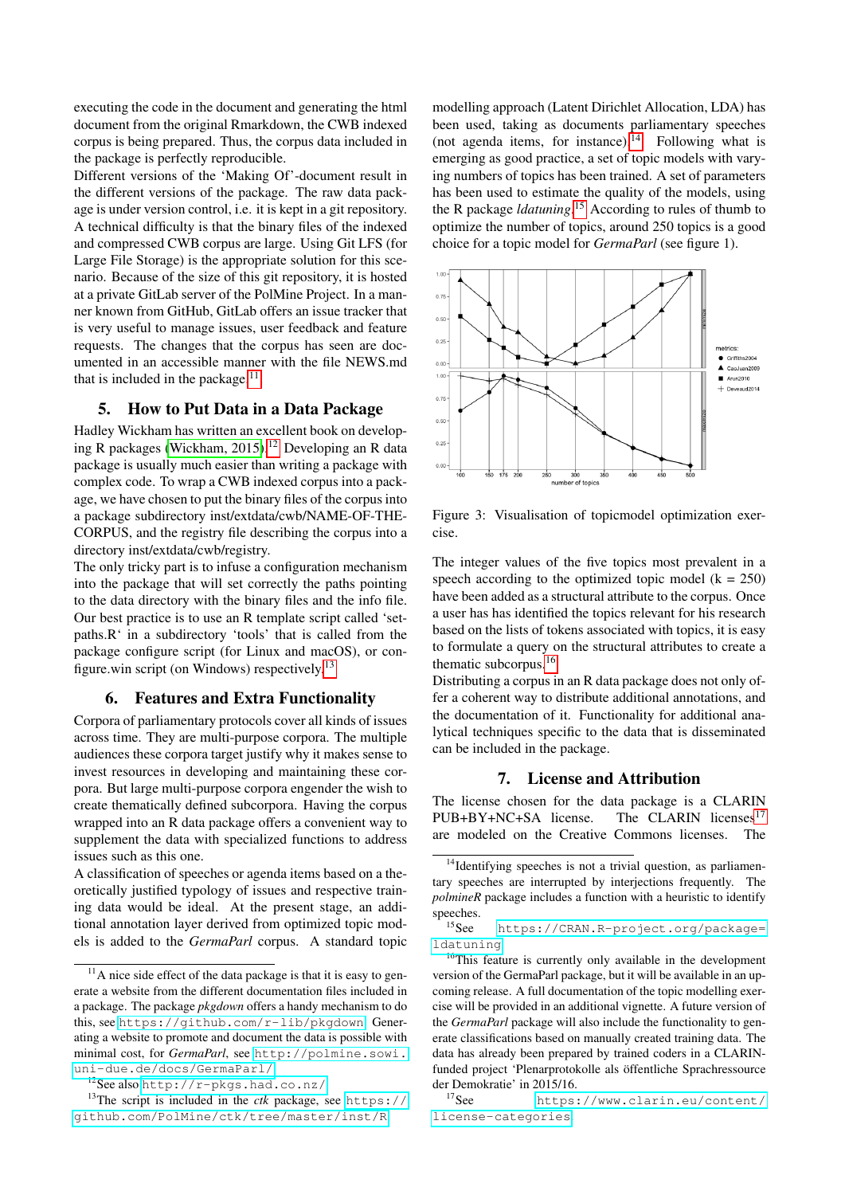executing the code in the document and generating the html document from the original Rmarkdown, the CWB indexed corpus is being prepared. Thus, the corpus data included in the package is perfectly reproducible.

Different versions of the 'Making Of'-document result in the different versions of the package. The raw data package is under version control, i.e. it is kept in a git repository. A technical difficulty is that the binary files of the indexed and compressed CWB corpus are large. Using Git LFS (for Large File Storage) is the appropriate solution for this scenario. Because of the size of this git repository, it is hosted at a private GitLab server of the PolMine Project. In a manner known from GitHub, GitLab offers an issue tracker that is very useful to manage issues, user feedback and feature requests. The changes that the corpus has seen are documented in an accessible manner with the file NEWS.md that is included in the package.[11]

## 5. How to Put Data in a Data Package

Hadley Wickham has written an excellent book on developing R packages (Wickham, 2015).[12] Developing an R data package is usually much easier than writing a package with complex code. To wrap a CWB indexed corpus into a package, we have chosen to put the binary files of the corpus into a package subdirectory inst/extdata/cwb/NAME-OF-THE-CORPUS, and the registry file describing the corpus into a directory inst/extdata/cwb/registry.

The only tricky part is to infuse a configuration mechanism into the package that will set correctly the paths pointing to the data directory with the binary files and the info file. Our best practice is to use an R template script called 'setpaths.R' in a subdirectory 'tools' that is called from the package configure script (for Linux and macOS), or configure.win script (on Windows) respectively.[13]

## 6. Features and Extra Functionality

Corpora of parliamentary protocols cover all kinds of issues across time. They are multi-purpose corpora. The multiple audiences these corpora target justify why it makes sense to invest resources in developing and maintaining these corpora. But large multi-purpose corpora engender the wish to create thematically defined subcorpora. Having the corpus wrapped into an R data package offers a convenient way to supplement the data with specialized functions to address issues such as this one.

A classification of speeches or agenda items based on a theoretically justified typology of issues and respective training data would be ideal. At the present stage, an additional annotation layer derived from optimized topic models is added to the *GermaParl* corpus. A standard topic modelling approach (Latent Dirichlet Allocation, LDA) has been used, taking as documents parliamentary speeches (not agenda items, for instance).[14] Following what is emerging as good practice, a set of topic models with varying numbers of topics has been trained. A set of parameters has been used to estimate the quality of the models, using the R package *ldatuning*.[15] According to rules of thumb to optimize the number of topics, around 250 topics is a good choice for a topic model for *GermaParl* (see figure 1).

Figure 3: Visualisation of topicmodel optimization exercise.

The integer values of the five topics most prevalent in a speech according to the optimized topic model (k = 250) have been added as a structural attribute to the corpus. Once a user has has identified the topics relevant for his research based on the lists of tokens associated with topics, it is easy to formulate a query on the structural attributes to create a thematic subcorpus.[16]

Distributing a corpus in an R data package does not only offer a coherent way to distribute additional annotations, and the documentation of it. Functionality for additional analytical techniques specific to the data that is disseminated can be included in the package.

## 7. License and Attribution

The license chosen for the data package is a CLARIN PUB+BY+NC+SA license. The CLARIN licenses[17] are modeled on the Creative Commons licenses. The

---

[11] A nice side effect of the data package is that it is easy to generate a website from the different documentation files included in a package. The package *pkgdown* offers a handy mechanism to do this, see https://github.com/r-lib/pkgdown. Generating a website to promote and document the data is possible with minimal cost, for *GermaParl*, see http://polmine.sowi.uni-due.de/docs/GermaParl/.

[12] See also http://r-pkgs.had.co.nz/.

[13] The script is included in the *ctk* package, see https://github.com/PolMine/ctk/tree/master/inst/R.

[14] Identifying speeches is not a trivial question, as parliamentary speeches are interrupted by interjections frequently. The *polmineR* package includes a function with a heuristic to identify speeches.

[15] See https://CRAN.R-project.org/package=ldatuning

[16] This feature is currently only available in the development version of the GermaParl package, but it will be available in an upcoming release. A full documentation of the topic modelling exercise will be provided in an additional vignette. A future version of the *GermaParl* package will also include the functionality to generate classifications based on manually created training data. The data has already been prepared by trained coders in a CLARIN-funded project 'Plenarprotokolle als öffentliche Sprachressource der Demokratie' in 2015/16.

[17] See https://www.clarin.eu/content/license-categories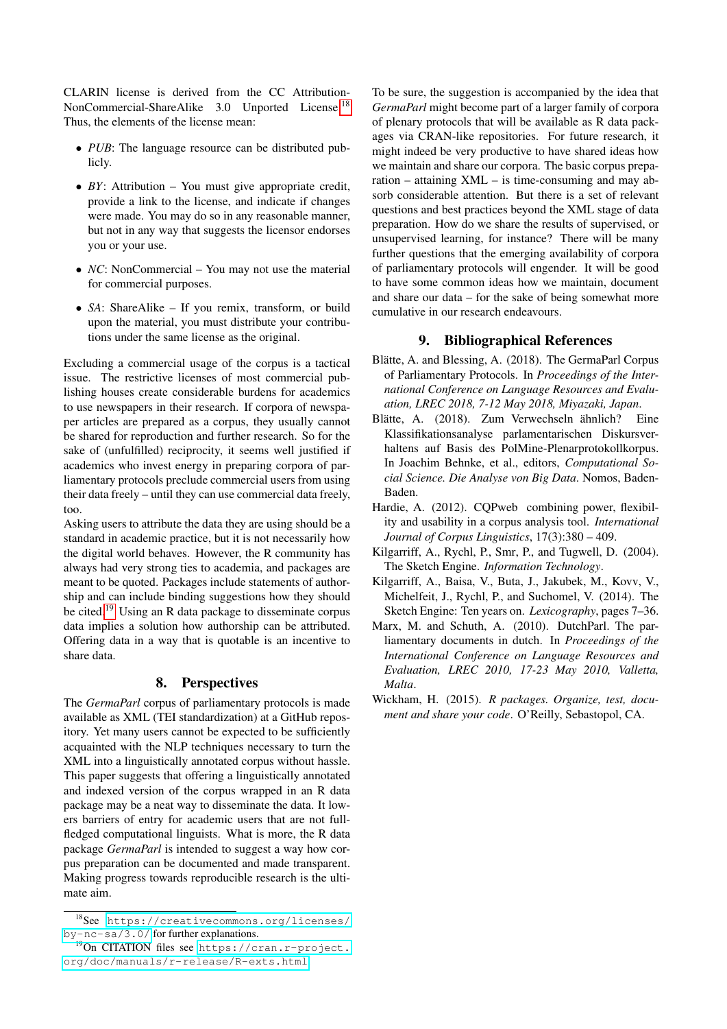CLARIN license is derived from the CC Attribution-NonCommercial-ShareAlike 3.0 Unported License.[18] Thus, the elements of the license mean:

- *PUB*: The language resource can be distributed publicly.
- *BY*: Attribution – You must give appropriate credit, provide a link to the license, and indicate if changes were made. You may do so in any reasonable manner, but not in any way that suggests the licensor endorses you or your use.
- *NC*: NonCommercial – You may not use the material for commercial purposes.
- *SA*: ShareAlike – If you remix, transform, or build upon the material, you must distribute your contributions under the same license as the original.

Excluding a commercial usage of the corpus is a tactical issue. The restrictive licenses of most commercial publishing houses create considerable burdens for academics to use newspapers in their research. If corpora of newspaper articles are prepared as a corpus, they usually cannot be shared for reproduction and further research. So for the sake of (unfulfilled) reciprocity, it seems well justified if academics who invest energy in preparing corpora of parliamentary protocols preclude commercial users from using their data freely – until they can use commercial data freely, too.

Asking users to attribute the data they are using should be a standard in academic practice, but it is not necessarily how the digital world behaves. However, the R community has always had very strong ties to academia, and packages are meant to be quoted. Packages include statements of authorship and can include binding suggestions how they should be cited.[19] Using an R data package to disseminate corpus data implies a solution how authorship can be attributed. Offering data in a way that is quotable is an incentive to share data.

## 8. Perspectives

The *GermaParl* corpus of parliamentary protocols is made available as XML (TEI standardization) at a GitHub repository. Yet many users cannot be expected to be sufficiently acquainted with the NLP techniques necessary to turn the XML into a linguistically annotated corpus without hassle. This paper suggests that offering a linguistically annotated and indexed version of the corpus wrapped in an R data package may be a neat way to disseminate the data. It lowers barriers of entry for academic users that are not full-fledged computational linguists. What is more, the R data package *GermaParl* is intended to suggest a way how corpus preparation can be documented and made transparent. Making progress towards reproducible research is the ultimate aim.

To be sure, the suggestion is accompanied by the idea that *GermaParl* might become part of a larger family of corpora of plenary protocols that will be available as R data packages via CRAN-like repositories. For future research, it might indeed be very productive to have shared ideas how we maintain and share our corpora. The basic corpus preparation – attaining XML – is time-consuming and may absorb considerable attention. But there is a set of relevant questions and best practices beyond the XML stage of data preparation. How do we share the results of supervised, or unsupervised learning, for instance? There will be many further questions that the emerging availability of corpora of parliamentary protocols will engender. It will be good to have some common ideas how we maintain, document and share our data – for the sake of being somewhat more cumulative in our research endeavours.

## 9. Bibliographical References

Blätte, A. and Blessing, A. (2018). The GermaParl Corpus of Parliamentary Protocols. In *Proceedings of the International Conference on Language Resources and Evaluation, LREC 2018, 7-12 May 2018, Miyazaki, Japan*.

Blätte, A. (2018). Zum Verwechseln ähnlich? Eine Klassifikationsanalyse parlamentarischen Diskursverhaltens auf Basis des PolMine-Plenarprotokollkorpus. In Joachim Behnke, et al., editors, *Computational Social Science. Die Analyse von Big Data*. Nomos, Baden-Baden.

Hardie, A. (2012). CQPweb combining power, flexibility and usability in a corpus analysis tool. *International Journal of Corpus Linguistics*, 17(3):380 – 409.

Kilgarriff, A., Rychl, P., Smr, P., and Tugwell, D. (2004). The Sketch Engine. *Information Technology*.

Kilgarriff, A., Baisa, V., Buta, J., Jakubek, M., Kovv, V., Michelfeit, J., Rychl, P., and Suchomel, V. (2014). The Sketch Engine: Ten years on. *Lexicography*, pages 7–36.

Marx, M. and Schuth, A. (2010). DutchParl. The parliamentary documents in dutch. In *Proceedings of the International Conference on Language Resources and Evaluation, LREC 2010, 17-23 May 2010, Valletta, Malta*.

Wickham, H. (2015). *R packages. Organize, test, document and share your code*. O'Reilly, Sebastopol, CA.

[18] See https://creativecommons.org/licenses/by-nc-sa/3.0/ for further explanations.

[19] On CITATION files see https://cran.r-project.org/doc/manuals/r-release/R-exts.html